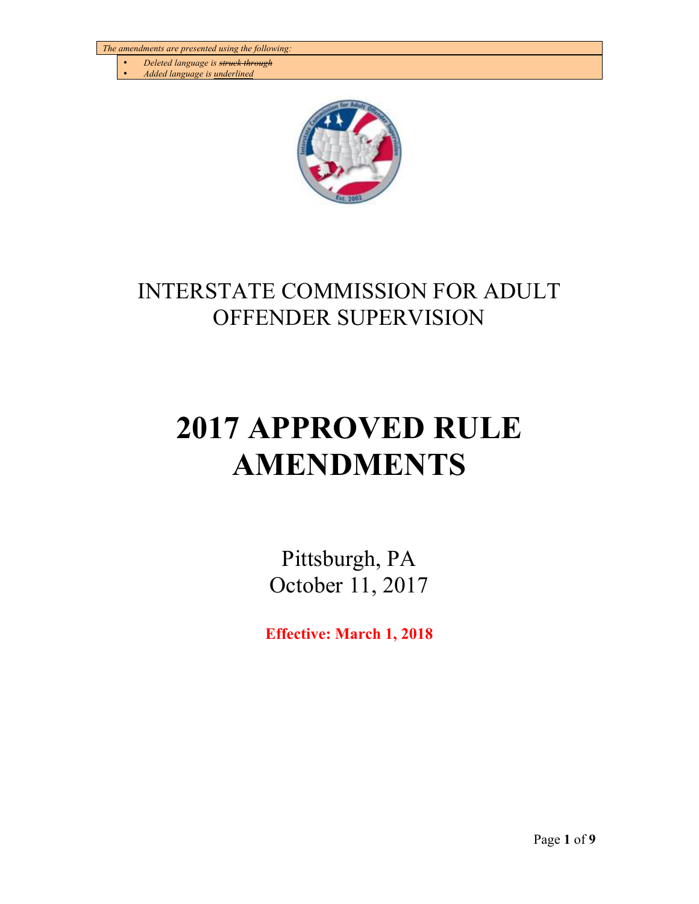*The amendments are presented using the following:*

- *Deleted language is ~~struck through~~*
- *Added language is <u>underlined</u>*

# INTERSTATE COMMISSION FOR ADULT OFFENDER SUPERVISION

# 2017 APPROVED RULE AMENDMENTS

Pittsburgh, PA
October 11, 2017

**Effective: March 1, 2018**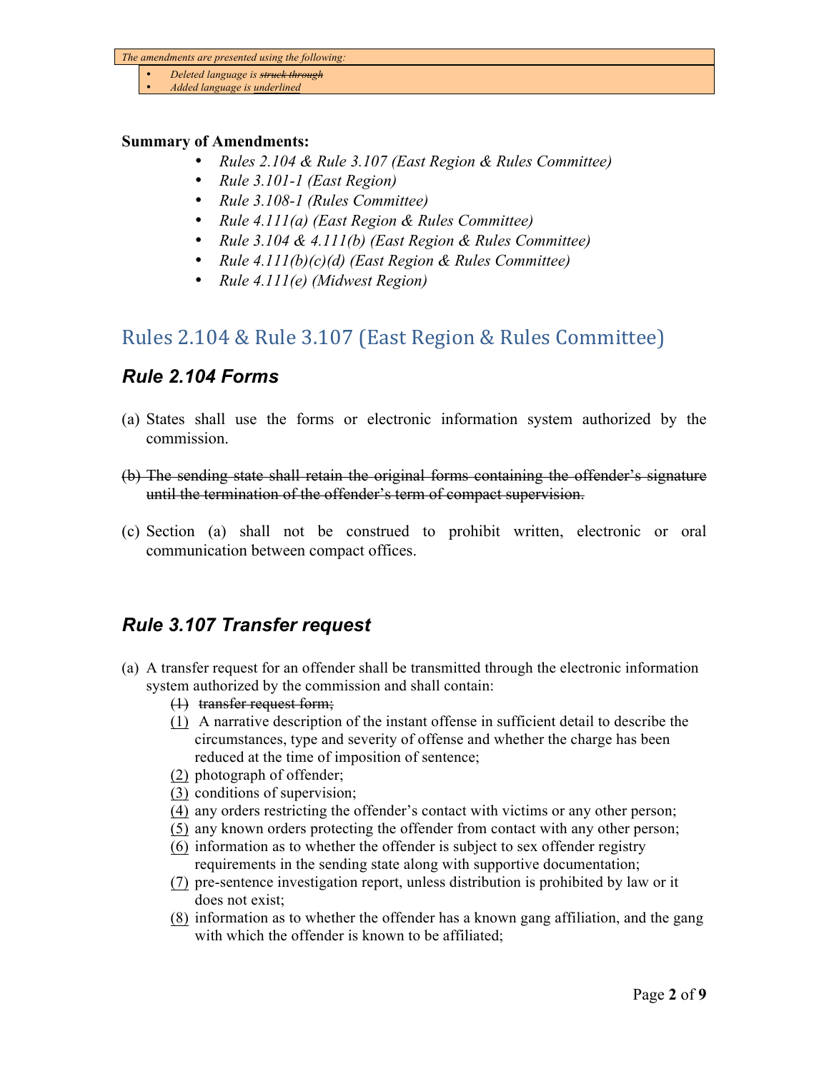*The amendments are presented using the following:*

- *Deleted language is ~~struck through~~*
- *Added language is <u>underlined</u>*

**Summary of Amendments:**

- *Rules 2.104 & Rule 3.107 (East Region & Rules Committee)*
- *Rule 3.101-1 (East Region)*
- *Rule 3.108-1 (Rules Committee)*
- *Rule 4.111(a) (East Region & Rules Committee)*
- *Rule 3.104 & 4.111(b) (East Region & Rules Committee)*
- *Rule 4.111(b)(c)(d) (East Region & Rules Committee)*
- *Rule 4.111(e) (Midwest Region)*

## Rules 2.104 & Rule 3.107 (East Region & Rules Committee)

### *Rule 2.104 Forms*

(a) States shall use the forms or electronic information system authorized by the commission.

~~(b) The sending state shall retain the original forms containing the offender's signature until the termination of the offender's term of compact supervision.~~

(c) Section (a) shall not be construed to prohibit written, electronic or oral communication between compact offices.

### *Rule 3.107 Transfer request*

(a) A transfer request for an offender shall be transmitted through the electronic information system authorized by the commission and shall contain:

~~(1) transfer request form;~~

<u>(1)</u> A narrative description of the instant offense in sufficient detail to describe the circumstances, type and severity of offense and whether the charge has been reduced at the time of imposition of sentence;

<u>(2)</u> photograph of offender;

<u>(3)</u> conditions of supervision;

<u>(4)</u> any orders restricting the offender's contact with victims or any other person;

<u>(5)</u> any known orders protecting the offender from contact with any other person;

<u>(6)</u> information as to whether the offender is subject to sex offender registry requirements in the sending state along with supportive documentation;

<u>(7)</u> pre-sentence investigation report, unless distribution is prohibited by law or it does not exist;

<u>(8)</u> information as to whether the offender has a known gang affiliation, and the gang with which the offender is known to be affiliated;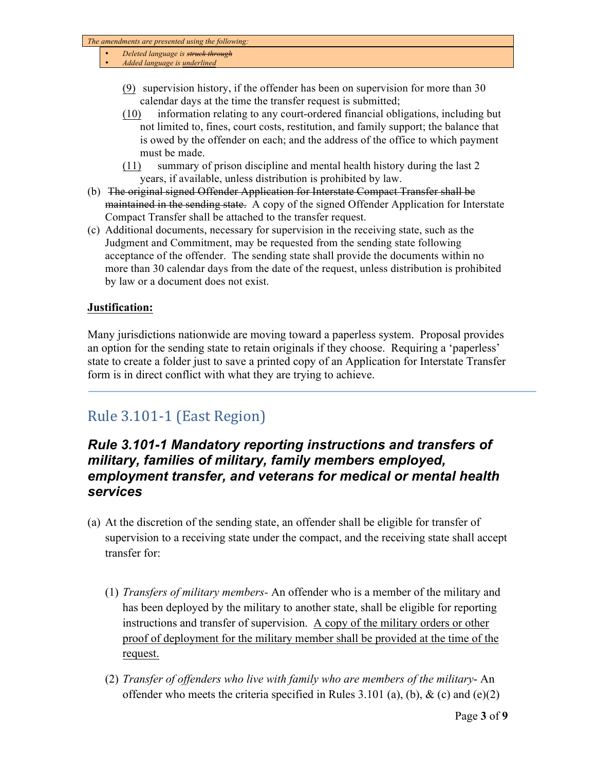*The amendments are presented using the following:*

- *Deleted language is ~~struck through~~*
- *Added language is <u>underlined</u>*

<u>(9)</u> supervision history, if the offender has been on supervision for more than 30 calendar days at the time the transfer request is submitted;

<u>(10)</u> information relating to any court-ordered financial obligations, including but not limited to, fines, court costs, restitution, and family support; the balance that is owed by the offender on each; and the address of the office to which payment must be made.

<u>(11)</u> summary of prison discipline and mental health history during the last 2 years, if available, unless distribution is prohibited by law.

(b) ~~The original signed Offender Application for Interstate Compact Transfer shall be maintained in the sending state.~~ A copy of the signed Offender Application for Interstate Compact Transfer shall be attached to the transfer request.

(c) Additional documents, necessary for supervision in the receiving state, such as the Judgment and Commitment, may be requested from the sending state following acceptance of the offender. The sending state shall provide the documents within no more than 30 calendar days from the date of the request, unless distribution is prohibited by law or a document does not exist.

<u>**Justification:**</u>

Many jurisdictions nationwide are moving toward a paperless system. Proposal provides an option for the sending state to retain originals if they choose. Requiring a 'paperless' state to create a folder just to save a printed copy of an Application for Interstate Transfer form is in direct conflict with what they are trying to achieve.

---

## Rule 3.101-1 (East Region)

### *Rule 3.101-1 Mandatory reporting instructions and transfers of military, families of military, family members employed, employment transfer, and veterans for medical or mental health services*

(a) At the discretion of the sending state, an offender shall be eligible for transfer of supervision to a receiving state under the compact, and the receiving state shall accept transfer for:

(1) *Transfers of military members-* An offender who is a member of the military and has been deployed by the military to another state, shall be eligible for reporting instructions and transfer of supervision. <u>A copy of the military orders or other proof of deployment for the military member shall be provided at the time of the request.</u>

(2) *Transfer of offenders who live with family who are members of the military-* An offender who meets the criteria specified in Rules 3.101 (a), (b), & (c) and (e)(2)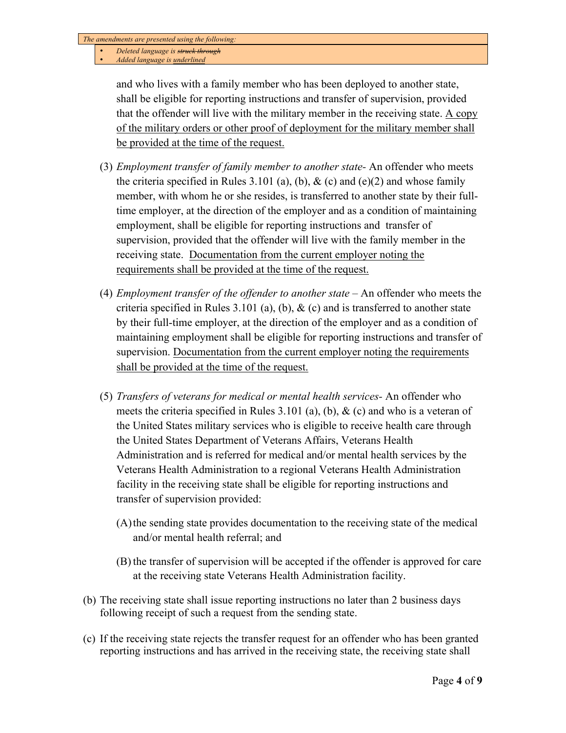*The amendments are presented using the following:*

- *Deleted language is ~~struck through~~*
- *Added language is <u>underlined</u>*

and who lives with a family member who has been deployed to another state, shall be eligible for reporting instructions and transfer of supervision, provided that the offender will live with the military member in the receiving state. <u>A copy of the military orders or other proof of deployment for the military member shall be provided at the time of the request.</u>

(3) *Employment transfer of family member to another state-* An offender who meets the criteria specified in Rules 3.101 (a), (b), & (c) and (e)(2) and whose family member, with whom he or she resides, is transferred to another state by their full-time employer, at the direction of the employer and as a condition of maintaining employment, shall be eligible for reporting instructions and transfer of supervision, provided that the offender will live with the family member in the receiving state. <u>Documentation from the current employer noting the requirements shall be provided at the time of the request.</u>

(4) *Employment transfer of the offender to another state* – An offender who meets the criteria specified in Rules 3.101 (a), (b), & (c) and is transferred to another state by their full-time employer, at the direction of the employer and as a condition of maintaining employment shall be eligible for reporting instructions and transfer of supervision. <u>Documentation from the current employer noting the requirements shall be provided at the time of the request.</u>

(5) *Transfers of veterans for medical or mental health services-* An offender who meets the criteria specified in Rules 3.101 (a), (b), & (c) and who is a veteran of the United States military services who is eligible to receive health care through the United States Department of Veterans Affairs, Veterans Health Administration and is referred for medical and/or mental health services by the Veterans Health Administration to a regional Veterans Health Administration facility in the receiving state shall be eligible for reporting instructions and transfer of supervision provided:

(A) the sending state provides documentation to the receiving state of the medical and/or mental health referral; and

(B) the transfer of supervision will be accepted if the offender is approved for care at the receiving state Veterans Health Administration facility.

(b) The receiving state shall issue reporting instructions no later than 2 business days following receipt of such a request from the sending state.

(c) If the receiving state rejects the transfer request for an offender who has been granted reporting instructions and has arrived in the receiving state, the receiving state shall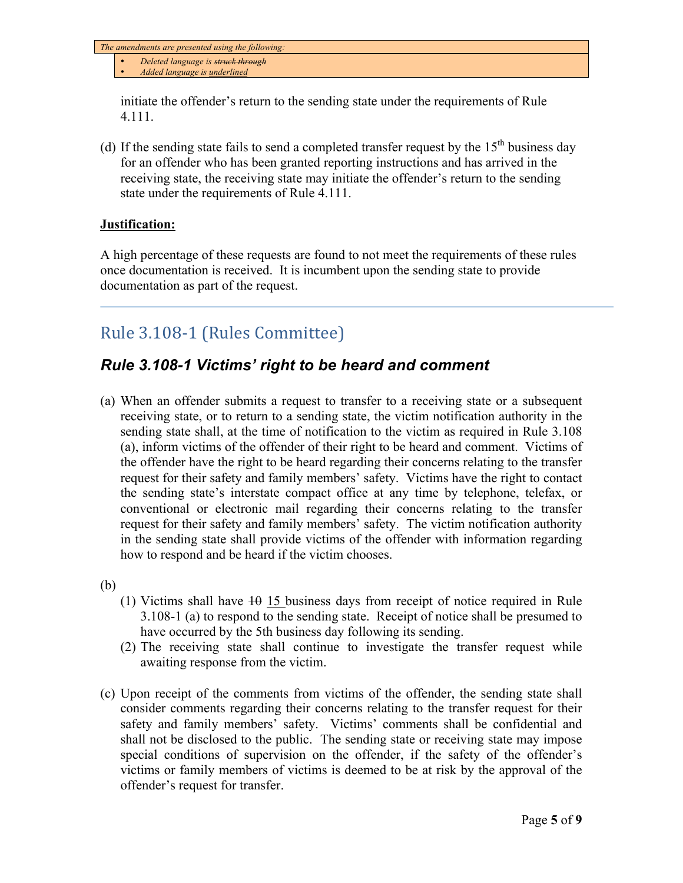initiate the offender's return to the sending state under the requirements of Rule 4.111.

(d) If the sending state fails to send a completed transfer request by the 15th business day for an offender who has been granted reporting instructions and has arrived in the receiving state, the receiving state may initiate the offender's return to the sending state under the requirements of Rule 4.111.

**<u>Justification:</u>**

A high percentage of these requests are found to not meet the requirements of these rules once documentation is received. It is incumbent upon the sending state to provide documentation as part of the request.

---

## Rule 3.108-1 (Rules Committee)

### *Rule 3.108-1 Victims' right to be heard and comment*

(a) When an offender submits a request to transfer to a receiving state or a subsequent receiving state, or to return to a sending state, the victim notification authority in the sending state shall, at the time of notification to the victim as required in Rule 3.108 (a), inform victims of the offender of their right to be heard and comment. Victims of the offender have the right to be heard regarding their concerns relating to the transfer request for their safety and family members' safety. Victims have the right to contact the sending state's interstate compact office at any time by telephone, telefax, or conventional or electronic mail regarding their concerns relating to the transfer request for their safety and family members' safety. The victim notification authority in the sending state shall provide victims of the offender with information regarding how to respond and be heard if the victim chooses.

(b)

(1) Victims shall have ~~10~~ <u>15</u> business days from receipt of notice required in Rule 3.108-1 (a) to respond to the sending state. Receipt of notice shall be presumed to have occurred by the 5th business day following its sending.

(2) The receiving state shall continue to investigate the transfer request while awaiting response from the victim.

(c) Upon receipt of the comments from victims of the offender, the sending state shall consider comments regarding their concerns relating to the transfer request for their safety and family members' safety. Victims' comments shall be confidential and shall not be disclosed to the public. The sending state or receiving state may impose special conditions of supervision on the offender, if the safety of the offender's victims or family members of victims is deemed to be at risk by the approval of the offender's request for transfer.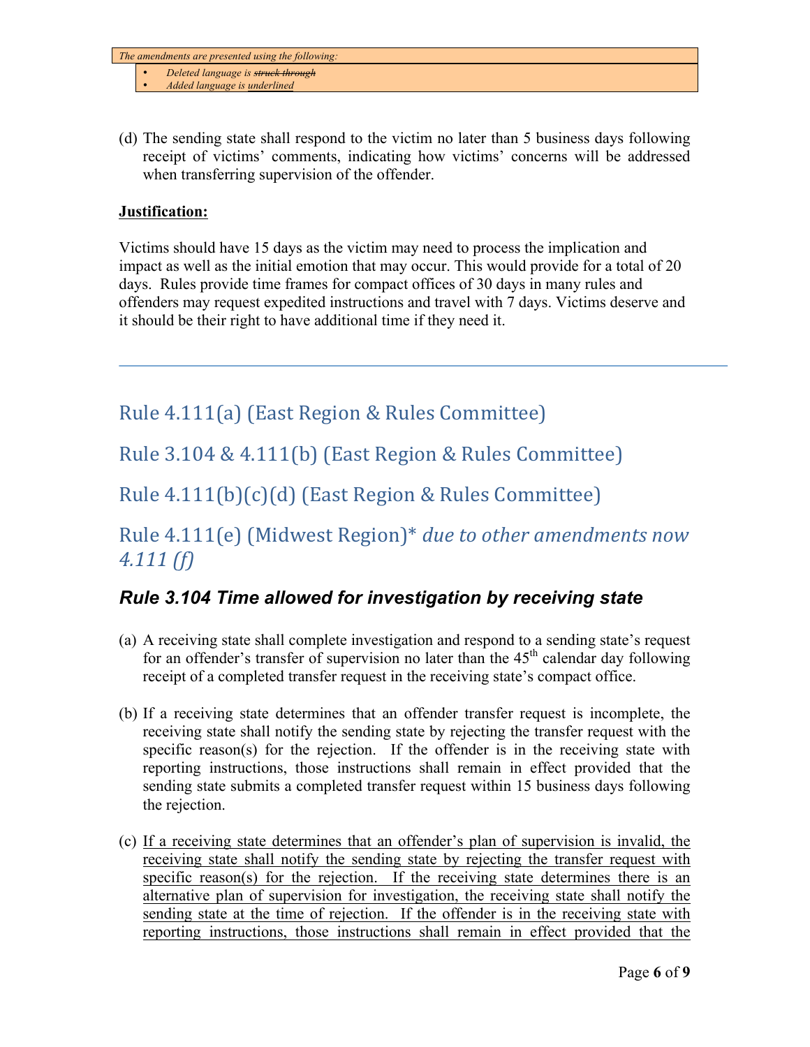*The amendments are presented using the following:*

- *Deleted language is ~~struck through~~*
- *Added language is <u>underlined</u>*

(d) The sending state shall respond to the victim no later than 5 business days following receipt of victims' comments, indicating how victims' concerns will be addressed when transferring supervision of the offender.

**<u>Justification:</u>**

Victims should have 15 days as the victim may need to process the implication and impact as well as the initial emotion that may occur. This would provide for a total of 20 days. Rules provide time frames for compact offices of 30 days in many rules and offenders may request expedited instructions and travel with 7 days. Victims deserve and it should be their right to have additional time if they need it.

---

## Rule 4.111(a) (East Region & Rules Committee)

## Rule 3.104 & 4.111(b) (East Region & Rules Committee)

## Rule 4.111(b)(c)(d) (East Region & Rules Committee)

## Rule 4.111(e) (Midwest Region)* *due to other amendments now 4.111 (f)*

### *Rule 3.104 Time allowed for investigation by receiving state*

(a) A receiving state shall complete investigation and respond to a sending state's request for an offender's transfer of supervision no later than the 45th calendar day following receipt of a completed transfer request in the receiving state's compact office.

(b) If a receiving state determines that an offender transfer request is incomplete, the receiving state shall notify the sending state by rejecting the transfer request with the specific reason(s) for the rejection. If the offender is in the receiving state with reporting instructions, those instructions shall remain in effect provided that the sending state submits a completed transfer request within 15 business days following the rejection.

(c) <u>If a receiving state determines that an offender's plan of supervision is invalid, the receiving state shall notify the sending state by rejecting the transfer request with specific reason(s) for the rejection. If the receiving state determines there is an alternative plan of supervision for investigation, the receiving state shall notify the sending state at the time of rejection. If the offender is in the receiving state with reporting instructions, those instructions shall remain in effect provided that the</u>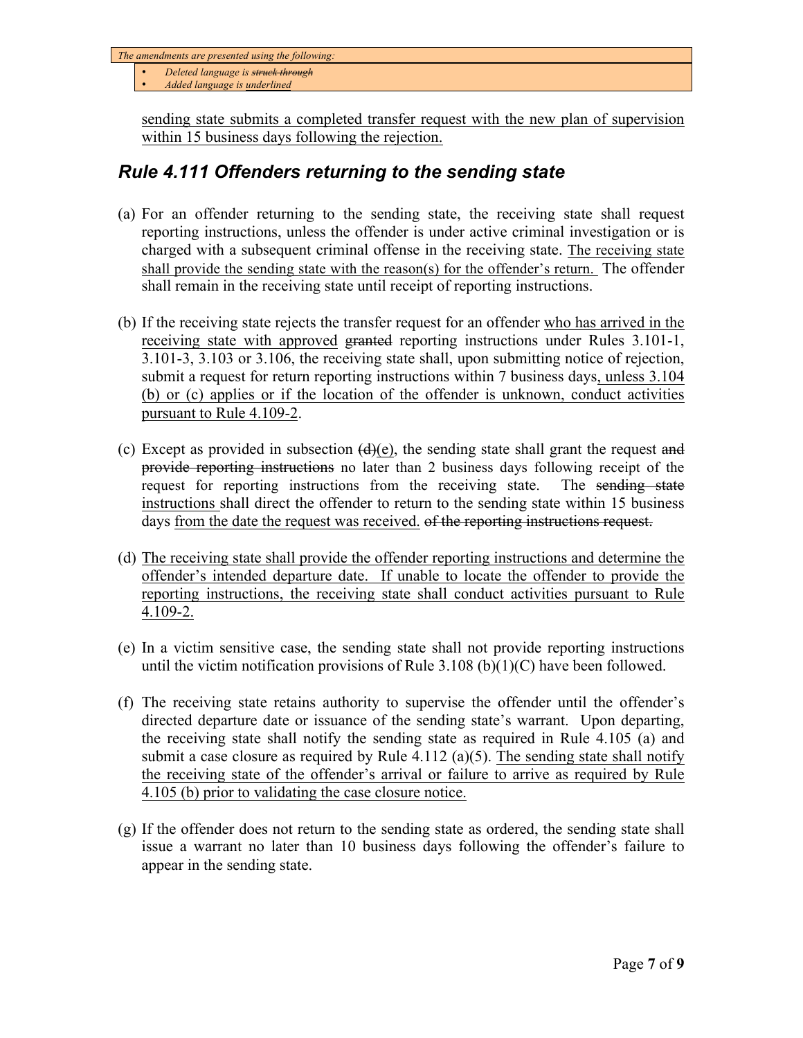<u>sending state submits a completed transfer request with the new plan of supervision within 15 business days following the rejection.</u>

## *Rule 4.111 Offenders returning to the sending state*

(a) For an offender returning to the sending state, the receiving state shall request reporting instructions, unless the offender is under active criminal investigation or is charged with a subsequent criminal offense in the receiving state. <u>The receiving state shall provide the sending state with the reason(s) for the offender's return.</u> The offender shall remain in the receiving state until receipt of reporting instructions.

(b) If the receiving state rejects the transfer request for an offender <u>who has arrived in the receiving state with approved</u> ~~granted~~ reporting instructions under Rules 3.101-1, 3.101-3, 3.103 or 3.106, the receiving state shall, upon submitting notice of rejection, submit a request for return reporting instructions within 7 business days<u>, unless 3.104 (b) or (c) applies or if the location of the offender is unknown, conduct activities pursuant to Rule 4.109-2</u>.

(c) Except as provided in subsection ~~(d)~~<u>(e)</u>, the sending state shall grant the request ~~and provide reporting instructions~~ no later than 2 business days following receipt of the request for reporting instructions from the receiving state. The ~~sending state~~ <u>instructions</u> shall direct the offender to return to the sending state within 15 business days <u>from the date the request was received.</u> ~~of the reporting instructions request.~~

(d) <u>The receiving state shall provide the offender reporting instructions and determine the offender's intended departure date. If unable to locate the offender to provide the reporting instructions, the receiving state shall conduct activities pursuant to Rule 4.109-2.</u>

(e) In a victim sensitive case, the sending state shall not provide reporting instructions until the victim notification provisions of Rule 3.108 (b)(1)(C) have been followed.

(f) The receiving state retains authority to supervise the offender until the offender's directed departure date or issuance of the sending state's warrant. Upon departing, the receiving state shall notify the sending state as required in Rule 4.105 (a) and submit a case closure as required by Rule 4.112 (a)(5). <u>The sending state shall notify the receiving state of the offender's arrival or failure to arrive as required by Rule 4.105 (b) prior to validating the case closure notice.</u>

(g) If the offender does not return to the sending state as ordered, the sending state shall issue a warrant no later than 10 business days following the offender's failure to appear in the sending state.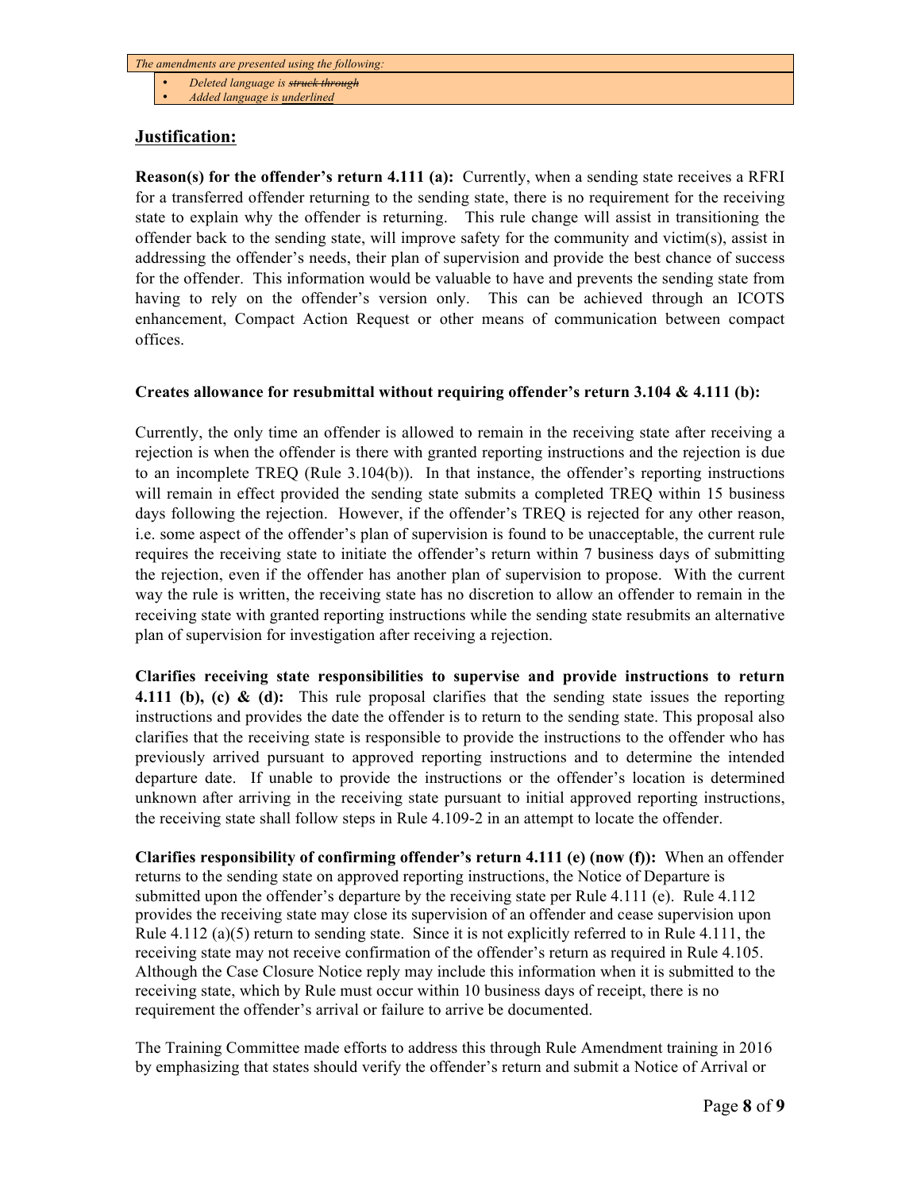*The amendments are presented using the following:*

- *Deleted language is ~~struck through~~*
- *Added language is <u>underlined</u>*

## Justification:

**Reason(s) for the offender's return 4.111 (a):** Currently, when a sending state receives a RFRI for a transferred offender returning to the sending state, there is no requirement for the receiving state to explain why the offender is returning. This rule change will assist in transitioning the offender back to the sending state, will improve safety for the community and victim(s), assist in addressing the offender's needs, their plan of supervision and provide the best chance of success for the offender. This information would be valuable to have and prevents the sending state from having to rely on the offender's version only. This can be achieved through an ICOTS enhancement, Compact Action Request or other means of communication between compact offices.

**Creates allowance for resubmittal without requiring offender's return 3.104 & 4.111 (b):**

Currently, the only time an offender is allowed to remain in the receiving state after receiving a rejection is when the offender is there with granted reporting instructions and the rejection is due to an incomplete TREQ (Rule 3.104(b)). In that instance, the offender's reporting instructions will remain in effect provided the sending state submits a completed TREQ within 15 business days following the rejection. However, if the offender's TREQ is rejected for any other reason, i.e. some aspect of the offender's plan of supervision is found to be unacceptable, the current rule requires the receiving state to initiate the offender's return within 7 business days of submitting the rejection, even if the offender has another plan of supervision to propose. With the current way the rule is written, the receiving state has no discretion to allow an offender to remain in the receiving state with granted reporting instructions while the sending state resubmits an alternative plan of supervision for investigation after receiving a rejection.

**Clarifies receiving state responsibilities to supervise and provide instructions to return 4.111 (b), (c) & (d):** This rule proposal clarifies that the sending state issues the reporting instructions and provides the date the offender is to return to the sending state. This proposal also clarifies that the receiving state is responsible to provide the instructions to the offender who has previously arrived pursuant to approved reporting instructions and to determine the intended departure date. If unable to provide the instructions or the offender's location is determined unknown after arriving in the receiving state pursuant to initial approved reporting instructions, the receiving state shall follow steps in Rule 4.109-2 in an attempt to locate the offender.

**Clarifies responsibility of confirming offender's return 4.111 (e) (now (f)):** When an offender returns to the sending state on approved reporting instructions, the Notice of Departure is submitted upon the offender's departure by the receiving state per Rule 4.111 (e). Rule 4.112 provides the receiving state may close its supervision of an offender and cease supervision upon Rule 4.112 (a)(5) return to sending state. Since it is not explicitly referred to in Rule 4.111, the receiving state may not receive confirmation of the offender's return as required in Rule 4.105. Although the Case Closure Notice reply may include this information when it is submitted to the receiving state, which by Rule must occur within 10 business days of receipt, there is no requirement the offender's arrival or failure to arrive be documented.

The Training Committee made efforts to address this through Rule Amendment training in 2016 by emphasizing that states should verify the offender's return and submit a Notice of Arrival or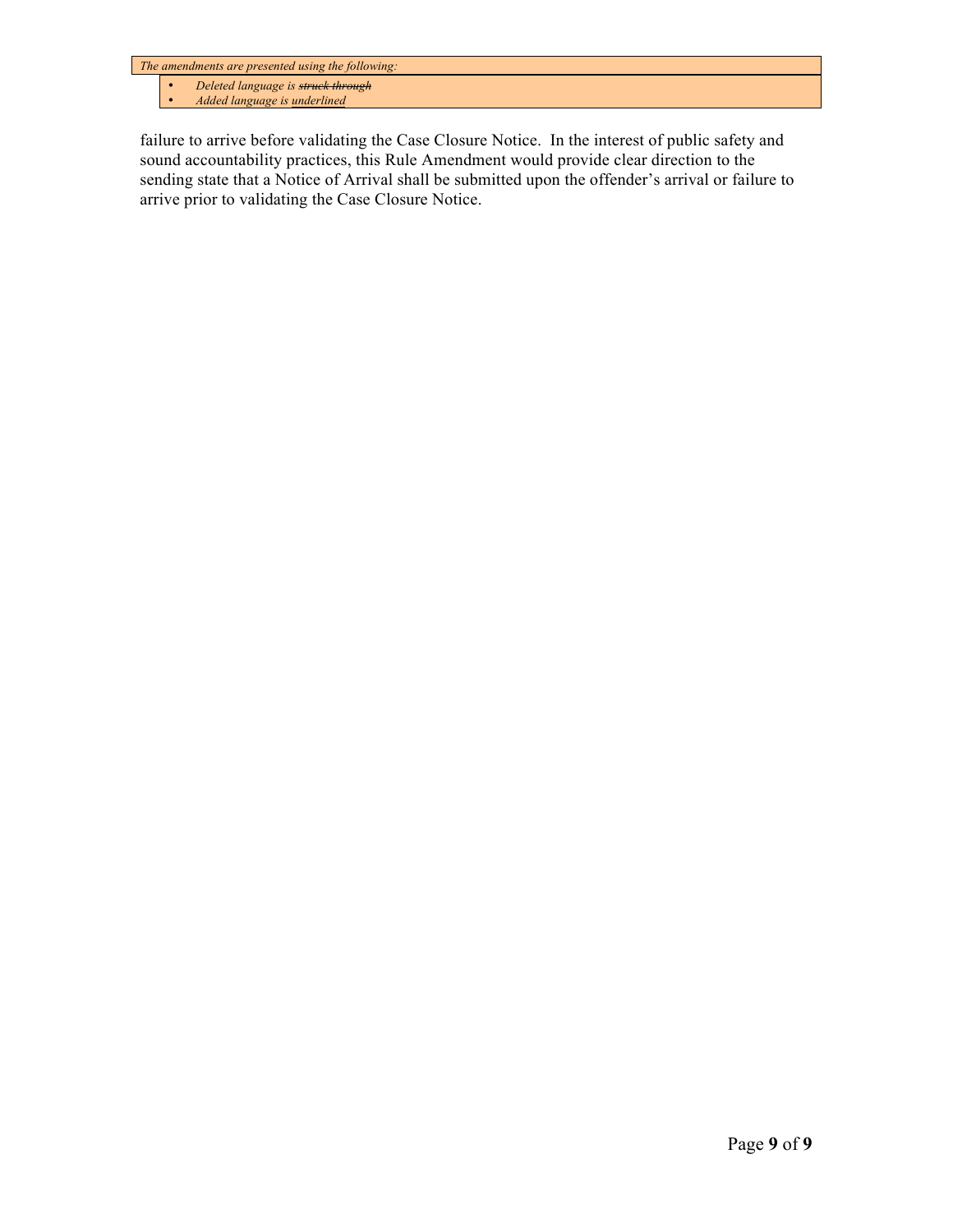failure to arrive before validating the Case Closure Notice. In the interest of public safety and sound accountability practices, this Rule Amendment would provide clear direction to the sending state that a Notice of Arrival shall be submitted upon the offender's arrival or failure to arrive prior to validating the Case Closure Notice.